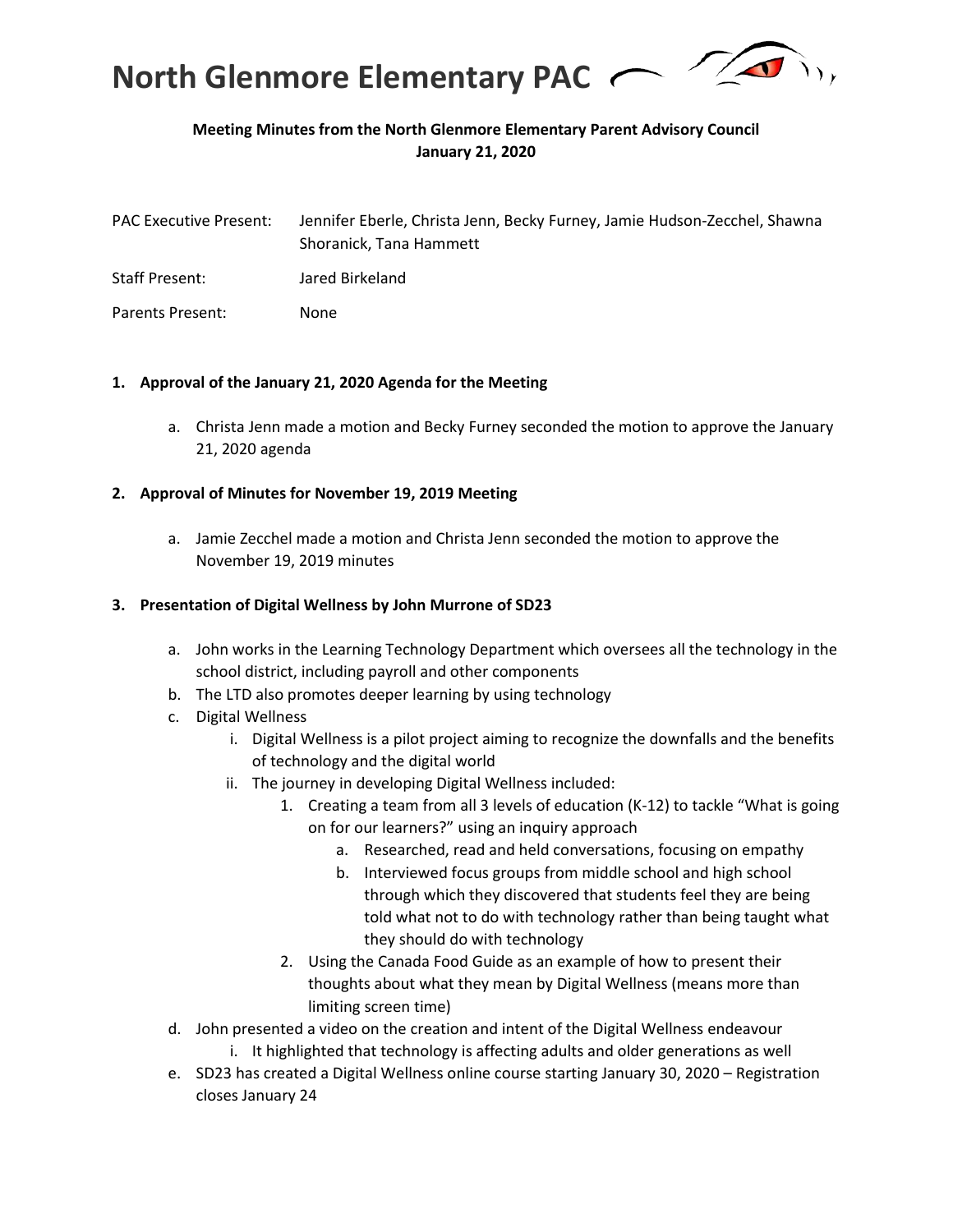# North Glenmore Elementary PAC

**Meeting Minutes from the North Glenmore Elementary Parent Advisory Council**
**January 21, 2020**

PAC Executive Present: Jennifer Eberle, Christa Jenn, Becky Furney, Jamie Hudson-Zecchel, Shawna Shoranick, Tana Hammett

Staff Present: Jared Birkeland

Parents Present: None

**1. Approval of the January 21, 2020 Agenda for the Meeting**

a. Christa Jenn made a motion and Becky Furney seconded the motion to approve the January 21, 2020 agenda

**2. Approval of Minutes for November 19, 2019 Meeting**

a. Jamie Zecchel made a motion and Christa Jenn seconded the motion to approve the November 19, 2019 minutes

**3. Presentation of Digital Wellness by John Murrone of SD23**

a. John works in the Learning Technology Department which oversees all the technology in the school district, including payroll and other components
b. The LTD also promotes deeper learning by using technology
c. Digital Wellness
   i. Digital Wellness is a pilot project aiming to recognize the downfalls and the benefits of technology and the digital world
   ii. The journey in developing Digital Wellness included:
      1. Creating a team from all 3 levels of education (K-12) to tackle "What is going on for our learners?" using an inquiry approach
         a. Researched, read and held conversations, focusing on empathy
         b. Interviewed focus groups from middle school and high school through which they discovered that students feel they are being told what not to do with technology rather than being taught what they should do with technology
      2. Using the Canada Food Guide as an example of how to present their thoughts about what they mean by Digital Wellness (means more than limiting screen time)
d. John presented a video on the creation and intent of the Digital Wellness endeavour
   i. It highlighted that technology is affecting adults and older generations as well
e. SD23 has created a Digital Wellness online course starting January 30, 2020 – Registration closes January 24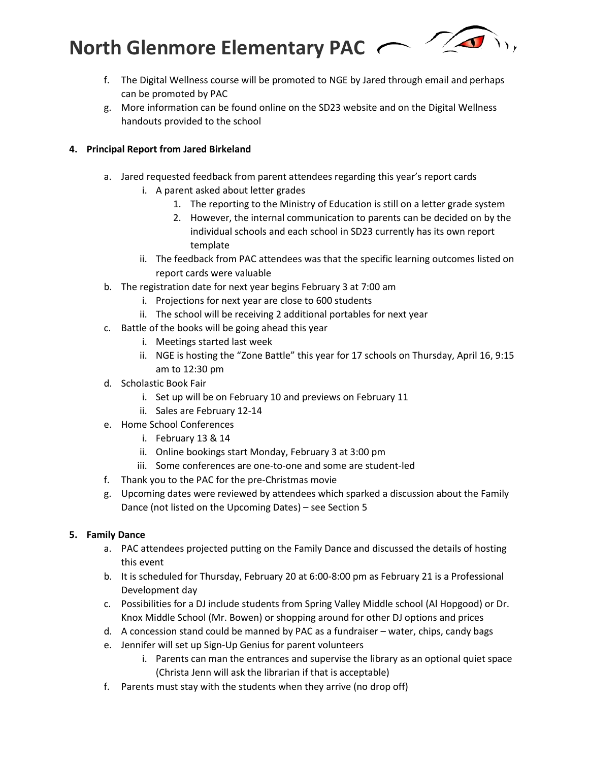f. The Digital Wellness course will be promoted to NGE by Jared through email and perhaps can be promoted by PAC
g. More information can be found online on the SD23 website and on the Digital Wellness handouts provided to the school

**4. Principal Report from Jared Birkeland**

a. Jared requested feedback from parent attendees regarding this year's report cards
   i. A parent asked about letter grades
      1. The reporting to the Ministry of Education is still on a letter grade system
      2. However, the internal communication to parents can be decided on by the individual schools and each school in SD23 currently has its own report template
   ii. The feedback from PAC attendees was that the specific learning outcomes listed on report cards were valuable
b. The registration date for next year begins February 3 at 7:00 am
   i. Projections for next year are close to 600 students
   ii. The school will be receiving 2 additional portables for next year
c. Battle of the books will be going ahead this year
   i. Meetings started last week
   ii. NGE is hosting the "Zone Battle" this year for 17 schools on Thursday, April 16, 9:15 am to 12:30 pm
d. Scholastic Book Fair
   i. Set up will be on February 10 and previews on February 11
   ii. Sales are February 12-14
e. Home School Conferences
   i. February 13 & 14
   ii. Online bookings start Monday, February 3 at 3:00 pm
   iii. Some conferences are one-to-one and some are student-led
f. Thank you to the PAC for the pre-Christmas movie
g. Upcoming dates were reviewed by attendees which sparked a discussion about the Family Dance (not listed on the Upcoming Dates) – see Section 5

**5. Family Dance**

a. PAC attendees projected putting on the Family Dance and discussed the details of hosting this event
b. It is scheduled for Thursday, February 20 at 6:00-8:00 pm as February 21 is a Professional Development day
c. Possibilities for a DJ include students from Spring Valley Middle school (Al Hopgood) or Dr. Knox Middle School (Mr. Bowen) or shopping around for other DJ options and prices
d. A concession stand could be manned by PAC as a fundraiser – water, chips, candy bags
e. Jennifer will set up Sign-Up Genius for parent volunteers
   i. Parents can man the entrances and supervise the library as an optional quiet space (Christa Jenn will ask the librarian if that is acceptable)
f. Parents must stay with the students when they arrive (no drop off)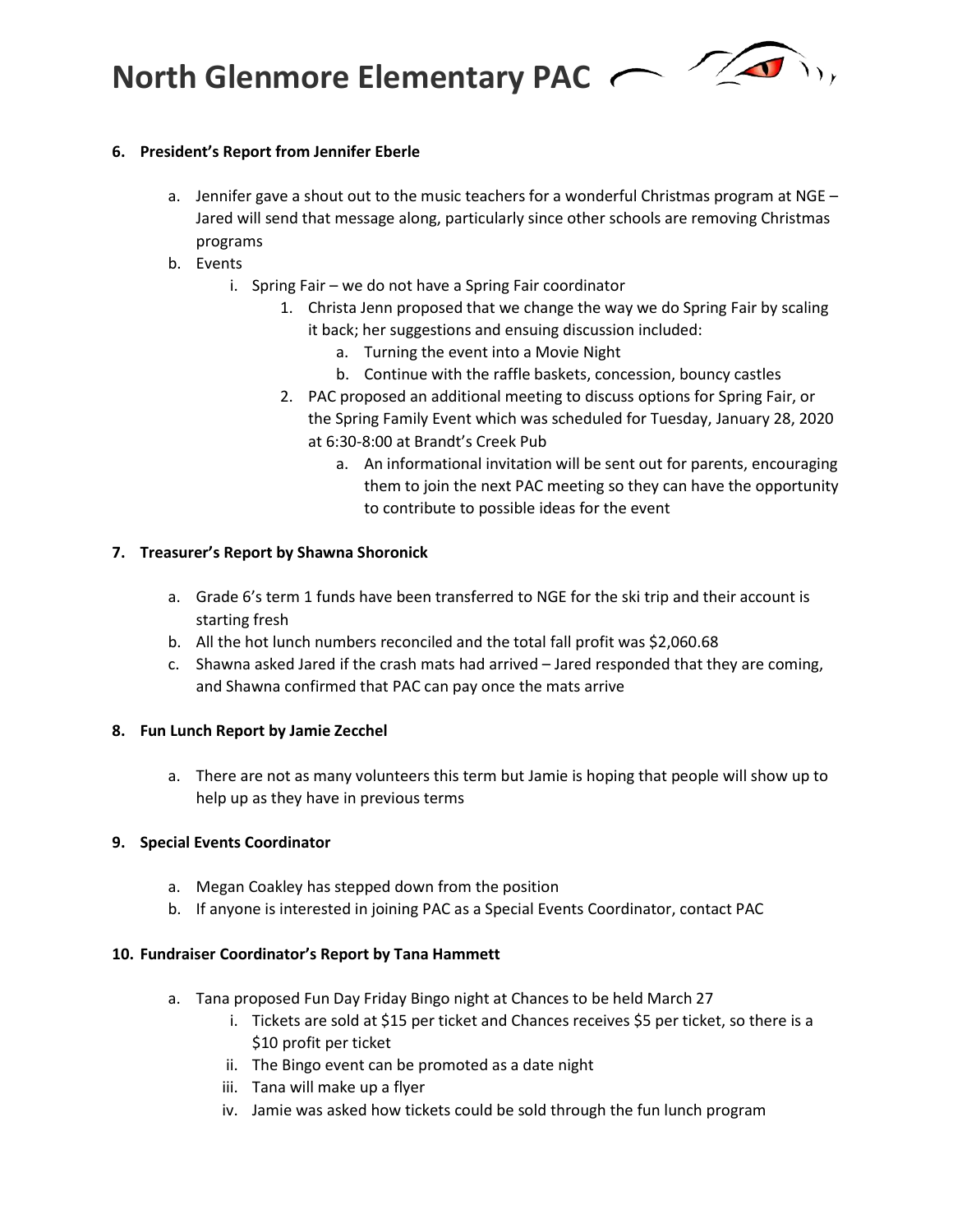**6. President's Report from Jennifer Eberle**

a. Jennifer gave a shout out to the music teachers for a wonderful Christmas program at NGE – Jared will send that message along, particularly since other schools are removing Christmas programs

b. Events

   i. Spring Fair – we do not have a Spring Fair coordinator

      1. Christa Jenn proposed that we change the way we do Spring Fair by scaling it back; her suggestions and ensuing discussion included:

         a. Turning the event into a Movie Night

         b. Continue with the raffle baskets, concession, bouncy castles

      2. PAC proposed an additional meeting to discuss options for Spring Fair, or the Spring Family Event which was scheduled for Tuesday, January 28, 2020 at 6:30-8:00 at Brandt's Creek Pub

         a. An informational invitation will be sent out for parents, encouraging them to join the next PAC meeting so they can have the opportunity to contribute to possible ideas for the event

**7. Treasurer's Report by Shawna Shoronick**

a. Grade 6's term 1 funds have been transferred to NGE for the ski trip and their account is starting fresh

b. All the hot lunch numbers reconciled and the total fall profit was $2,060.68

c. Shawna asked Jared if the crash mats had arrived – Jared responded that they are coming, and Shawna confirmed that PAC can pay once the mats arrive

**8. Fun Lunch Report by Jamie Zecchel**

a. There are not as many volunteers this term but Jamie is hoping that people will show up to help up as they have in previous terms

**9. Special Events Coordinator**

a. Megan Coakley has stepped down from the position

b. If anyone is interested in joining PAC as a Special Events Coordinator, contact PAC

**10. Fundraiser Coordinator's Report by Tana Hammett**

a. Tana proposed Fun Day Friday Bingo night at Chances to be held March 27

   i. Tickets are sold at $15 per ticket and Chances receives $5 per ticket, so there is a $10 profit per ticket

   ii. The Bingo event can be promoted as a date night

   iii. Tana will make up a flyer

   iv. Jamie was asked how tickets could be sold through the fun lunch program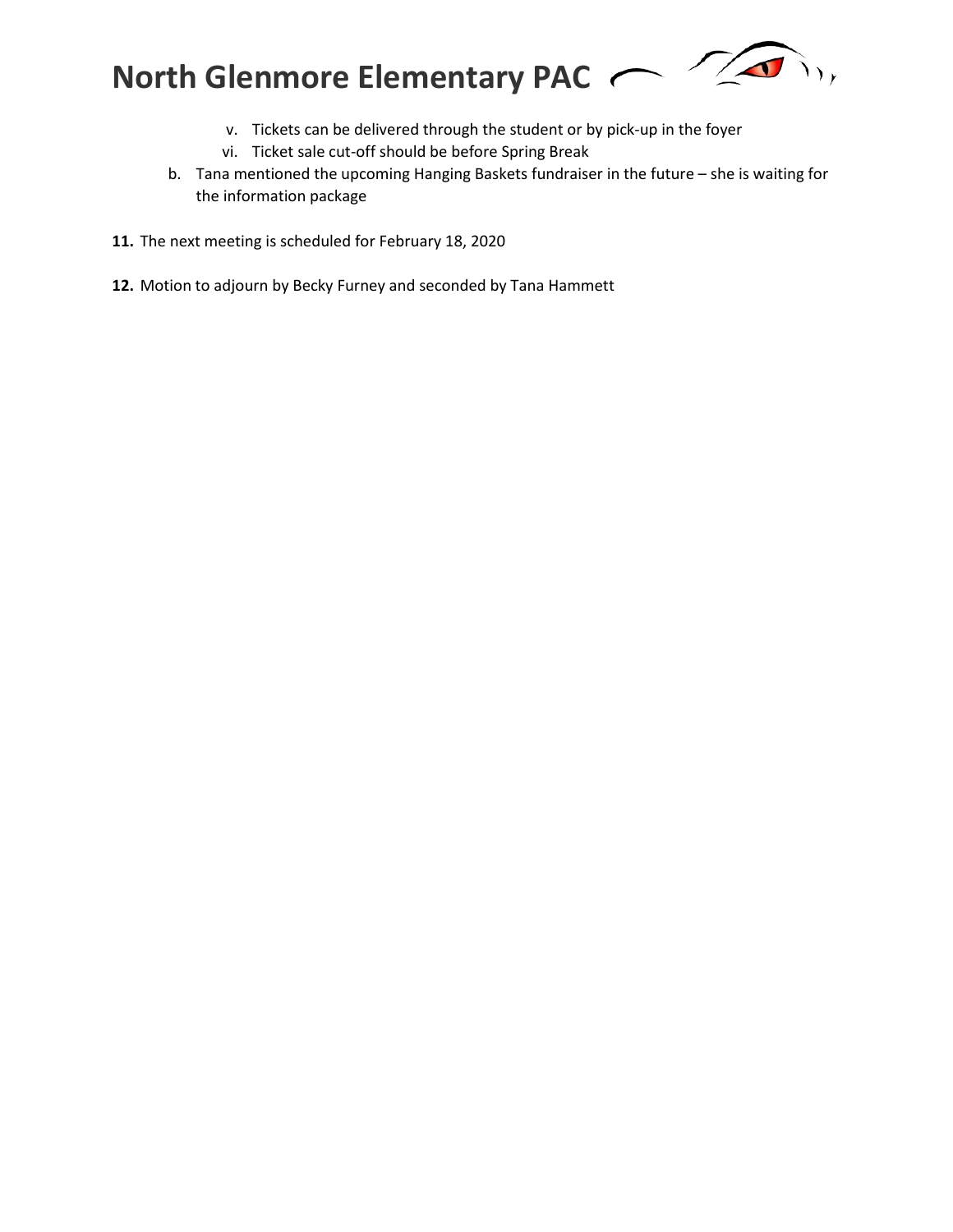v. Tickets can be delivered through the student or by pick-up in the foyer
   vi. Ticket sale cut-off should be before Spring Break

b. Tana mentioned the upcoming Hanging Baskets fundraiser in the future – she is waiting for the information package

**11.** The next meeting is scheduled for February 18, 2020

**12.** Motion to adjourn by Becky Furney and seconded by Tana Hammett